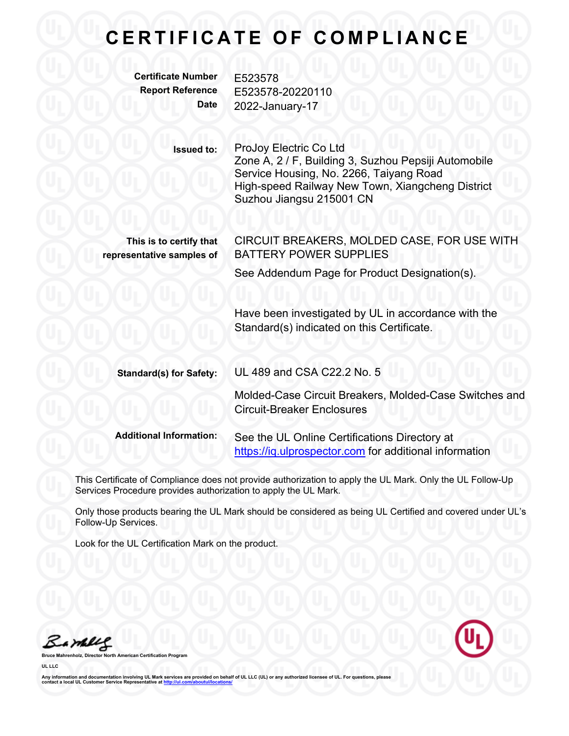# CERTIFICATE OF COMPLIANCE

**Certificate Number** E523578
**Report Reference** E523578-20220110
**Date** 2022-January-17

**Issued to:** ProJoy Electric Co Ltd
Zone A, 2 / F, Building 3, Suzhou Pepsiji Automobile Service Housing, No. 2266, Taiyang Road
High-speed Railway New Town, Xiangcheng District
Suzhou Jiangsu 215001 CN

**This is to certify that representative samples of** CIRCUIT BREAKERS, MOLDED CASE, FOR USE WITH BATTERY POWER SUPPLIES

See Addendum Page for Product Designation(s).

Have been investigated by UL in accordance with the Standard(s) indicated on this Certificate.

**Standard(s) for Safety:** UL 489 and CSA C22.2 No. 5

Molded-Case Circuit Breakers, Molded-Case Switches and Circuit-Breaker Enclosures

**Additional Information:** See the UL Online Certifications Directory at [https://iq.ulprospector.com](https://iq.ulprospector.com) for additional information

This Certificate of Compliance does not provide authorization to apply the UL Mark. Only the UL Follow-Up Services Procedure provides authorization to apply the UL Mark.

Only those products bearing the UL Mark should be considered as being UL Certified and covered under UL's Follow-Up Services.

Look for the UL Certification Mark on the product.

**Bruce Mahrenholz, Director North American Certification Program**

**UL LLC**

Any information and documentation involving UL Mark services are provided on behalf of UL LLC (UL) or any authorized licensee of UL. For questions, please contact a local UL Customer Service Representative at [http://ul.com/aboutul/locations/](http://ul.com/aboutul/locations/)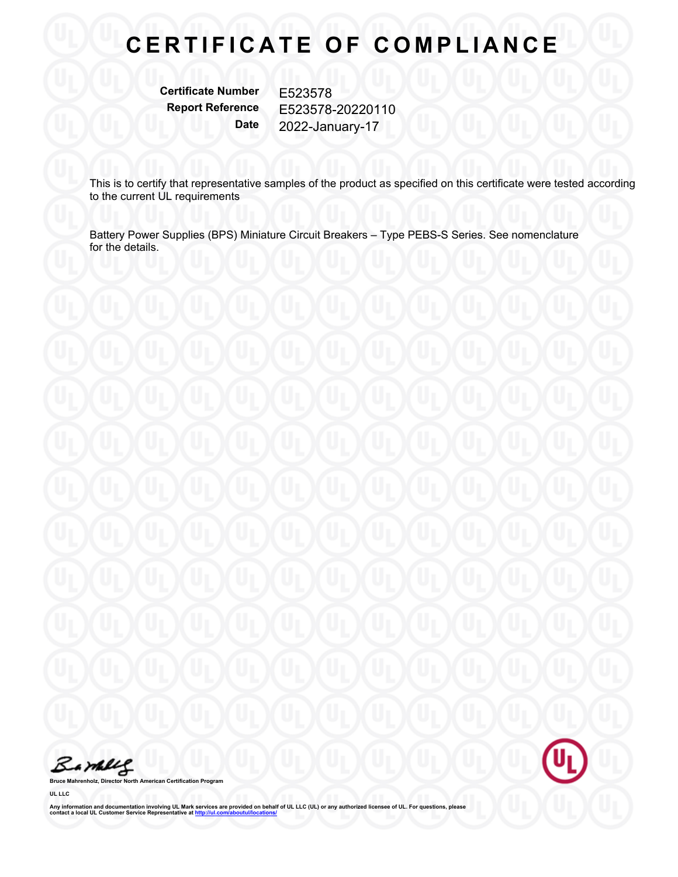# CERTIFICATE OF COMPLIANCE

| | |
|---|---|
| **Certificate Number** | E523578 |
| **Report Reference** | E523578-20220110 |
| **Date** | 2022-January-17 |

This is to certify that representative samples of the product as specified on this certificate were tested according to the current UL requirements

Battery Power Supplies (BPS) Miniature Circuit Breakers – Type PEBS-S Series. See nomenclature for the details.

**Bruce Mahrenholz, Director North American Certification Program**

**UL LLC**

**Any information and documentation involving UL Mark services are provided on behalf of UL LLC (UL) or any authorized licensee of UL. For questions, please contact a local UL Customer Service Representative at http://ul.com/aboutul/locations/**